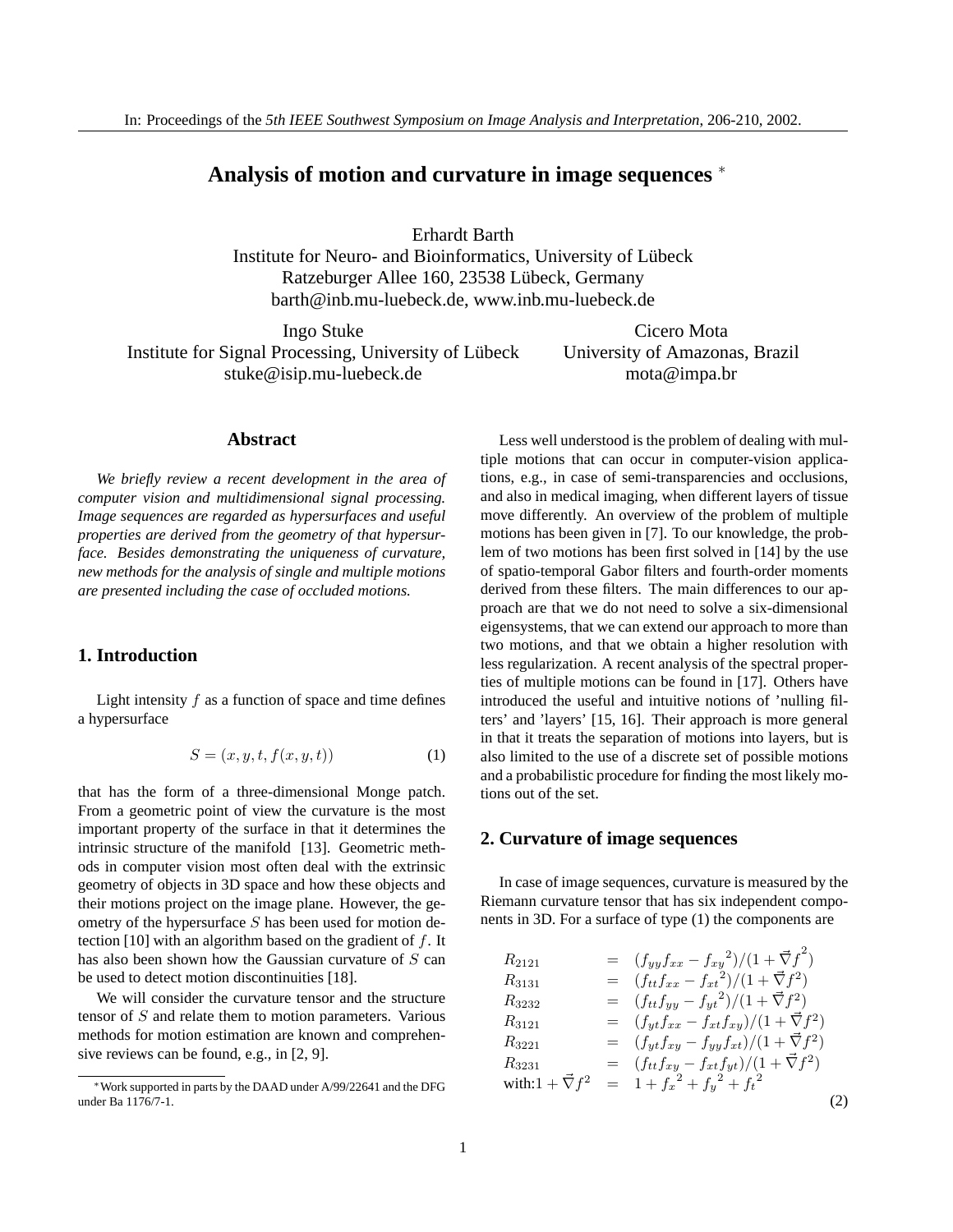# Analysis of motion and curvature in image sequences *

Erhardt Barth
Institute for Neuro- and Bioinformatics, University of Lübeck
Ratzeburger Allee 160, 23538 Lübeck, Germany
barth@inb.mu-luebeck.de, www.inb.mu-luebeck.de

Ingo Stuke
Institute for Signal Processing, University of Lübeck
stuke@isip.mu-luebeck.de

Cicero Mota
University of Amazonas, Brazil
mota@impa.br

## Abstract

*We briefly review a recent development in the area of computer vision and multidimensional signal processing. Image sequences are regarded as hypersurfaces and useful properties are derived from the geometry of that hypersurface. Besides demonstrating the uniqueness of curvature, new methods for the analysis of single and multiple motions are presented including the case of occluded motions.*

## 1. Introduction

Light intensity $f$ as a function of space and time defines a hypersurface

$$S = (x, y, t, f(x, y, t)) \tag{1}$$

that has the form of a three-dimensional Monge patch. From a geometric point of view the curvature is the most important property of the surface in that it determines the intrinsic structure of the manifold [13]. Geometric methods in computer vision most often deal with the extrinsic geometry of objects in 3D space and how these objects and their motions project on the image plane. However, the geometry of the hypersurface $S$ has been used for motion detection [10] with an algorithm based on the gradient of $f$. It has also been shown how the Gaussian curvature of $S$ can be used to detect motion discontinuities [18].

We will consider the curvature tensor and the structure tensor of $S$ and relate them to motion parameters. Various methods for motion estimation are known and comprehensive reviews can be found, e.g., in [2, 9].

Less well understood is the problem of dealing with multiple motions that can occur in computer-vision applications, e.g., in case of semi-transparencies and occlusions, and also in medical imaging, when different layers of tissue move differently. An overview of the problem of multiple motions has been given in [7]. To our knowledge, the problem of two motions has been first solved in [14] by the use of spatio-temporal Gabor filters and fourth-order moments derived from these filters. The main differences to our approach are that we do not need to solve a six-dimensional eigensystems, that we can extend our approach to more than two motions, and that we obtain a higher resolution with less regularization. A recent analysis of the spectral properties of multiple motions can be found in [17]. Others have introduced the useful and intuitive notions of 'nulling filters' and 'layers' [15, 16]. Their approach is more general in that it treats the separation of motions into layers, but is also limited to the use of a discrete set of possible motions and a probabilistic procedure for finding the most likely motions out of the set.

## 2. Curvature of image sequences

In case of image sequences, curvature is measured by the Riemann curvature tensor that has six independent components in 3D. For a surface of type (1) the components are

$$\begin{aligned}
R_{2121} &= (f_{yy}f_{xx} - {f_{xy}}^2)/(1 + \vec{\nabla}f^2) \\
R_{3131} &= (f_{tt}f_{xx} - {f_{xt}}^2)/(1 + \vec{\nabla}f^2) \\
R_{3232} &= (f_{tt}f_{yy} - {f_{yt}}^2)/(1 + \vec{\nabla}f^2) \\
R_{3121} &= (f_{yt}f_{xx} - f_{xt}f_{xy})/(1 + \vec{\nabla}f^2) \\
R_{3221} &= (f_{yt}f_{xy} - f_{yy}f_{xt})/(1 + \vec{\nabla}f^2) \\
R_{3231} &= (f_{tt}f_{xy} - f_{xt}f_{yt})/(1 + \vec{\nabla}f^2) \\
\text{with:} 1 + \vec{\nabla}f^2 &= 1 + {f_x}^2 + {f_y}^2 + {f_t}^2
\end{aligned} \tag{2}$$

*Work supported in parts by the DAAD under A/99/22641 and the DFG under Ba 1176/7-1.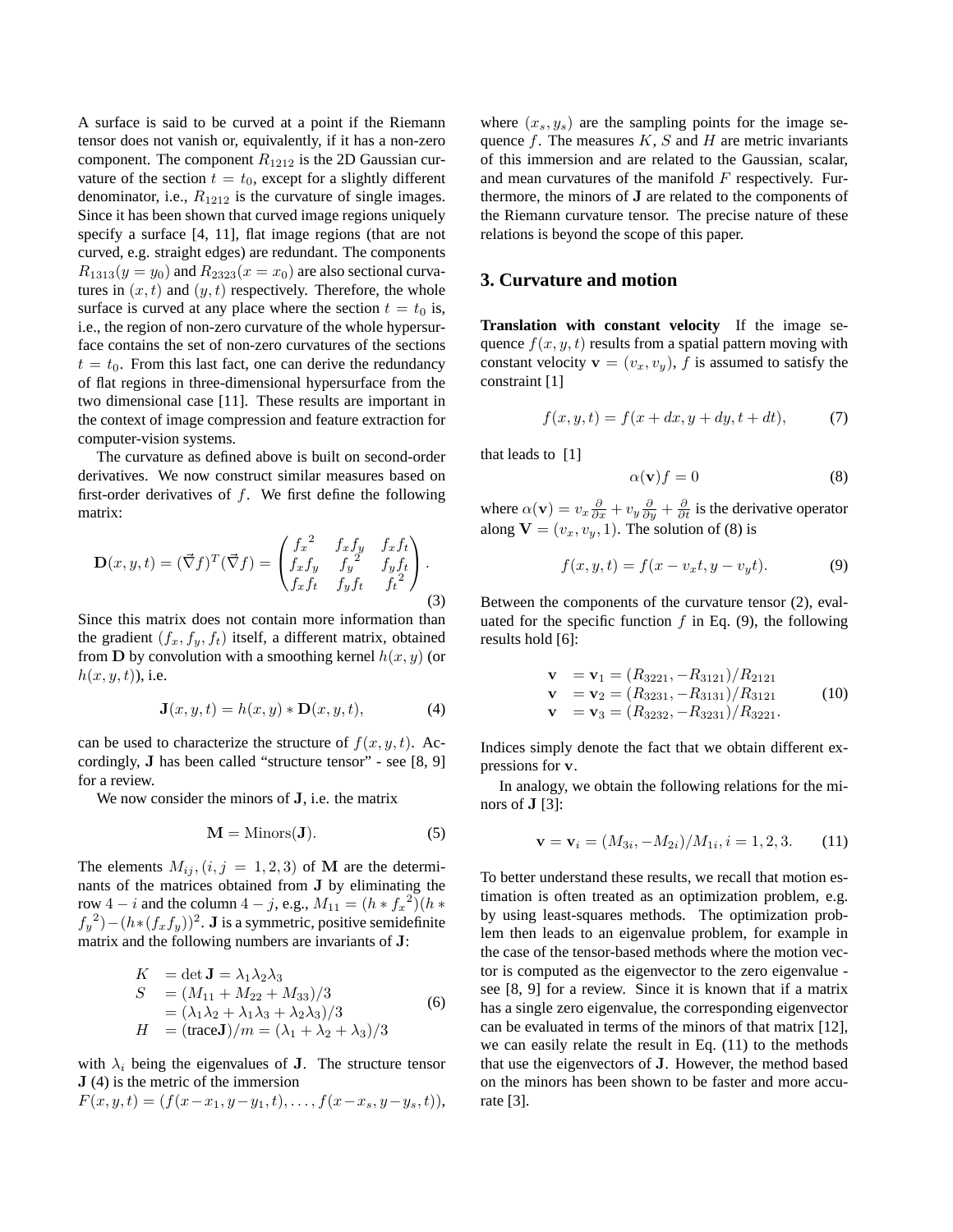A surface is said to be curved at a point if the Riemann tensor does not vanish or, equivalently, if it has a non-zero component. The component $R_{1212}$ is the 2D Gaussian curvature of the section $t = t_0$, except for a slightly different denominator, i.e., $R_{1212}$ is the curvature of single images. Since it has been shown that curved image regions uniquely specify a surface [4, 11], flat image regions (that are not curved, e.g. straight edges) are redundant. The components $R_{1313}(y = y_0)$ and $R_{2323}(x = x_0)$ are also sectional curvatures in $(x, t)$ and $(y, t)$ respectively. Therefore, the whole surface is curved at any place where the section $t = t_0$ is, i.e., the region of non-zero curvature of the whole hypersurface contains the set of non-zero curvatures of the sections $t = t_0$. From this last fact, one can derive the redundancy of flat regions in three-dimensional hypersurface from the two dimensional case [11]. These results are important in the context of image compression and feature extraction for computer-vision systems.

The curvature as defined above is built on second-order derivatives. We now construct similar measures based on first-order derivatives of $f$. We first define the following matrix:

$$\mathbf{D}(x, y, t) = (\vec{\nabla} f)^T(\vec{\nabla} f) = \begin{pmatrix} {f_x}^2 & f_x f_y & f_x f_t \\ f_x f_y & {f_y}^2 & f_y f_t \\ f_x f_t & f_y f_t & {f_t}^2 \end{pmatrix}. \tag{3}$$

Since this matrix does not contain more information than the gradient $(f_x, f_y, f_t)$ itself, a different matrix, obtained from $\mathbf{D}$ by convolution with a smoothing kernel $h(x, y)$ (or $h(x, y, t)$), i.e.

$$\mathbf{J}(x, y, t) = h(x, y) * \mathbf{D}(x, y, t), \tag{4}$$

can be used to characterize the structure of $f(x, y, t)$. Accordingly, $\mathbf{J}$ has been called "structure tensor" - see [8, 9] for a review.

We now consider the minors of $\mathbf{J}$, i.e. the matrix

$$\mathbf{M} = \text{Minors}(\mathbf{J}). \tag{5}$$

The elements $M_{ij}, (i, j = 1, 2, 3)$ of $\mathbf{M}$ are the determinants of the matrices obtained from $\mathbf{J}$ by eliminating the row $4 - i$ and the column $4 - j$, e.g., $M_{11} = (h * {f_x}^2)(h * {f_y}^2) - (h * (f_x f_y))^2$. $\mathbf{J}$ is a symmetric, positive semidefinite matrix and the following numbers are invariants of $\mathbf{J}$:

$$\begin{aligned} K &= \det \mathbf{J} = \lambda_1 \lambda_2 \lambda_3 \\ S &= (M_{11} + M_{22} + M_{33})/3 \\ &= (\lambda_1 \lambda_2 + \lambda_1 \lambda_3 + \lambda_2 \lambda_3)/3 \\ H &= (\text{trace}\mathbf{J})/m = (\lambda_1 + \lambda_2 + \lambda_3)/3 \end{aligned} \tag{6}$$

with $\lambda_i$ being the eigenvalues of $\mathbf{J}$. The structure tensor $\mathbf{J}$ (4) is the metric of the immersion
$F(x, y, t) = (f(x - x_1, y - y_1, t), \ldots, f(x - x_s, y - y_s, t))$,
where $(x_s, y_s)$ are the sampling points for the image sequence $f$. The measures $K$, $S$ and $H$ are metric invariants of this immersion and are related to the Gaussian, scalar, and mean curvatures of the manifold $F$ respectively. Furthermore, the minors of $\mathbf{J}$ are related to the components of the Riemann curvature tensor. The precise nature of these relations is beyond the scope of this paper.

## 3. Curvature and motion

**Translation with constant velocity** If the image sequence $f(x, y, t)$ results from a spatial pattern moving with constant velocity $\mathbf{v} = (v_x, v_y)$, $f$ is assumed to satisfy the constraint [1]

$$f(x, y, t) = f(x + dx, y + dy, t + dt), \tag{7}$$

that leads to [1]

$$\alpha(\mathbf{v}) f = 0 \tag{8}$$

where $\alpha(\mathbf{v}) = v_x \frac{\partial}{\partial x} + v_y \frac{\partial}{\partial y} + \frac{\partial}{\partial t}$ is the derivative operator along $\mathbf{V} = (v_x, v_y, 1)$. The solution of (8) is

$$f(x, y, t) = f(x - v_x t, y - v_y t). \tag{9}$$

Between the components of the curvature tensor (2), evaluated for the specific function $f$ in Eq. (9), the following results hold [6]:

$$\begin{aligned} \mathbf{v} &= \mathbf{v}_1 = (R_{3221}, -R_{3121})/R_{2121} \\ \mathbf{v} &= \mathbf{v}_2 = (R_{3231}, -R_{3131})/R_{3121} \\ \mathbf{v} &= \mathbf{v}_3 = (R_{3232}, -R_{3231})/R_{3221}. \end{aligned} \tag{10}$$

Indices simply denote the fact that we obtain different expressions for $\mathbf{v}$.

In analogy, we obtain the following relations for the minors of $\mathbf{J}$ [3]:

$$\mathbf{v} = \mathbf{v}_i = (M_{3i}, -M_{2i})/M_{1i}, i = 1, 2, 3. \tag{11}$$

To better understand these results, we recall that motion estimation is often treated as an optimization problem, e.g. by using least-squares methods. The optimization problem then leads to an eigenvalue problem, for example in the case of the tensor-based methods where the motion vector is computed as the eigenvector to the zero eigenvalue - see [8, 9] for a review. Since it is known that if a matrix has a single zero eigenvalue, the corresponding eigenvector can be evaluated in terms of the minors of that matrix [12], we can easily relate the result in Eq. (11) to the methods that use the eigenvectors of $\mathbf{J}$. However, the method based on the minors has been shown to be faster and more accurate [3].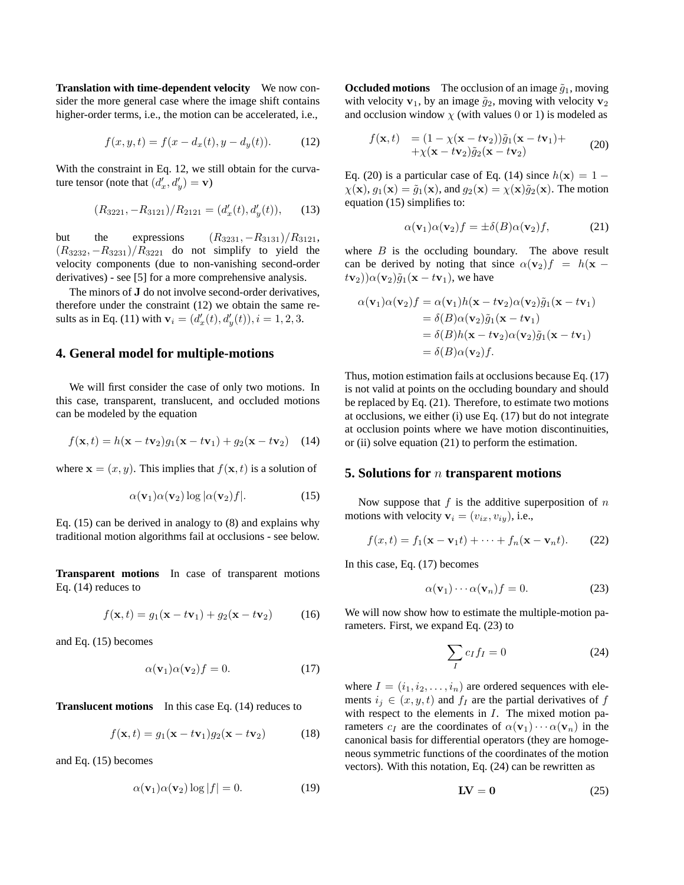**Translation with time-dependent velocity** We now consider the more general case where the image shift contains higher-order terms, i.e., the motion can be accelerated, i.e.,

$$f(x, y, t) = f(x - d_x(t), y - d_y(t)). \tag{12}$$

With the constraint in Eq. 12, we still obtain for the curvature tensor (note that $(d'_x, d'_y) = \mathbf{v}$)

$$(R_{3221}, -R_{3121})/R_{2121} = (d'_x(t), d'_y(t)), \tag{13}$$

but the expressions $(R_{3231}, -R_{3131})/R_{3121}$, $(R_{3232}, -R_{3231})/R_{3221}$ do not simplify to yield the velocity components (due to non-vanishing second-order derivatives) - see [5] for a more comprehensive analysis.

The minors of $\mathbf{J}$ do not involve second-order derivatives, therefore under the constraint (12) we obtain the same results as in Eq. (11) with $\mathbf{v}_i = (d'_x(t), d'_y(t)), i = 1, 2, 3$.

## 4. General model for multiple-motions

We will first consider the case of only two motions. In this case, transparent, translucent, and occluded motions can be modeled by the equation

$$f(\mathbf{x}, t) = h(\mathbf{x} - t\mathbf{v}_2)g_1(\mathbf{x} - t\mathbf{v}_1) + g_2(\mathbf{x} - t\mathbf{v}_2) \tag{14}$$

where $\mathbf{x} = (x, y)$. This implies that $f(\mathbf{x}, t)$ is a solution of

$$\alpha(\mathbf{v}_1)\alpha(\mathbf{v}_2) \log |\alpha(\mathbf{v}_2)f|. \tag{15}$$

Eq. (15) can be derived in analogy to (8) and explains why traditional motion algorithms fail at occlusions - see below.

**Transparent motions** In case of transparent motions Eq. (14) reduces to

$$f(\mathbf{x}, t) = g_1(\mathbf{x} - t\mathbf{v}_1) + g_2(\mathbf{x} - t\mathbf{v}_2) \tag{16}$$

and Eq. (15) becomes

$$\alpha(\mathbf{v}_1)\alpha(\mathbf{v}_2)f = 0. \tag{17}$$

**Translucent motions** In this case Eq. (14) reduces to

$$f(\mathbf{x}, t) = g_1(\mathbf{x} - t\mathbf{v}_1)g_2(\mathbf{x} - t\mathbf{v}_2) \tag{18}$$

and Eq. (15) becomes

$$\alpha(\mathbf{v}_1)\alpha(\mathbf{v}_2) \log |f| = 0. \tag{19}$$

**Occluded motions** The occlusion of an image $\tilde{g}_1$, moving with velocity $\mathbf{v}_1$, by an image $\tilde{g}_2$, moving with velocity $\mathbf{v}_2$ and occlusion window $\chi$ (with values 0 or 1) is modeled as

$$\begin{aligned} f(\mathbf{x}, t) &= (1 - \chi(\mathbf{x} - t\mathbf{v}_2))\tilde{g}_1(\mathbf{x} - t\mathbf{v}_1) + \\ &\quad + \chi(\mathbf{x} - t\mathbf{v}_2)\tilde{g}_2(\mathbf{x} - t\mathbf{v}_2) \end{aligned} \tag{20}$$

Eq. (20) is a particular case of Eq. (14) since $h(\mathbf{x}) = 1 - \chi(\mathbf{x})$, $g_1(\mathbf{x}) = \tilde{g}_1(\mathbf{x})$, and $g_2(\mathbf{x}) = \chi(\mathbf{x})\tilde{g}_2(\mathbf{x})$. The motion equation (15) simplifies to:

$$\alpha(\mathbf{v}_1)\alpha(\mathbf{v}_2)f = \pm\delta(B)\alpha(\mathbf{v}_2)f, \tag{21}$$

where $B$ is the occluding boundary. The above result can be derived by noting that since $\alpha(\mathbf{v}_2)f = h(\mathbf{x} - t\mathbf{v}_2))\alpha(\mathbf{v}_2)\tilde{g}_1(\mathbf{x} - t\mathbf{v}_1)$, we have

$$\begin{aligned} \alpha(\mathbf{v}_1)\alpha(\mathbf{v}_2)f &= \alpha(\mathbf{v}_1)h(\mathbf{x} - t\mathbf{v}_2)\alpha(\mathbf{v}_2)\tilde{g}_1(\mathbf{x} - t\mathbf{v}_1) \\ &= \delta(B)\alpha(\mathbf{v}_2)\tilde{g}_1(\mathbf{x} - t\mathbf{v}_1) \\ &= \delta(B)h(\mathbf{x} - t\mathbf{v}_2)\alpha(\mathbf{v}_2)\tilde{g}_1(\mathbf{x} - t\mathbf{v}_1) \\ &= \delta(B)\alpha(\mathbf{v}_2)f. \end{aligned}$$

Thus, motion estimation fails at occlusions because Eq. (17) is not valid at points on the occluding boundary and should be replaced by Eq. (21). Therefore, to estimate two motions at occlusions, we either (i) use Eq. (17) but do not integrate at occlusion points where we have motion discontinuities, or (ii) solve equation (21) to perform the estimation.

## 5. Solutions for $n$ transparent motions

Now suppose that $f$ is the additive superposition of $n$ motions with velocity $\mathbf{v}_i = (v_{ix}, v_{iy})$, i.e.,

$$f(x, t) = f_1(\mathbf{x} - \mathbf{v}_1 t) + \cdots + f_n(\mathbf{x} - \mathbf{v}_n t). \tag{22}$$

In this case, Eq. (17) becomes

$$\alpha(\mathbf{v}_1) \cdots \alpha(\mathbf{v}_n)f = 0. \tag{23}$$

We will now show how to estimate the multiple-motion parameters. First, we expand Eq. (23) to

$$\sum_I c_I f_I = 0 \tag{24}$$

where $I = (i_1, i_2, \ldots, i_n)$ are ordered sequences with elements $i_j \in (x, y, t)$ and $f_I$ are the partial derivatives of $f$ with respect to the elements in $I$. The mixed motion parameters $c_I$ are the coordinates of $\alpha(\mathbf{v}_1) \cdots \alpha(\mathbf{v}_n)$ in the canonical basis for differential operators (they are homogeneous symmetric functions of the coordinates of the motion vectors). With this notation, Eq. (24) can be rewritten as

$$\mathbf{LV} = \mathbf{0} \tag{25}$$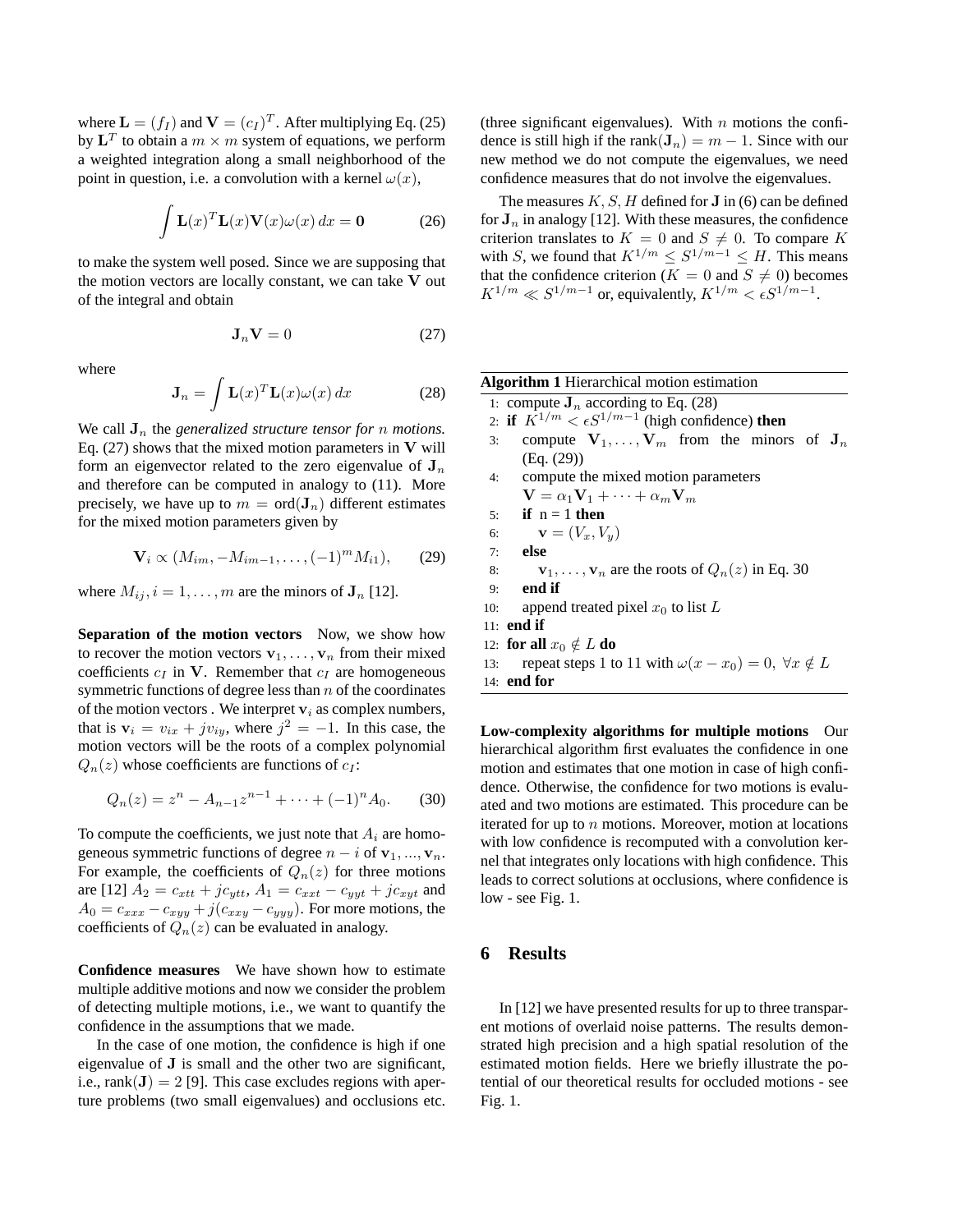where $\mathbf{L} = (f_I)$ and $\mathbf{V} = (c_I)^T$. After multiplying Eq. (25) by $\mathbf{L}^T$ to obtain a $m \times m$ system of equations, we perform a weighted integration along a small neighborhood of the point in question, i.e. a convolution with a kernel $\omega(x)$,

$$\int \mathbf{L}(x)^T \mathbf{L}(x) \mathbf{V}(x) \omega(x)\, dx = \mathbf{0} \qquad (26)$$

to make the system well posed. Since we are supposing that the motion vectors are locally constant, we can take $\mathbf{V}$ out of the integral and obtain

$$\mathbf{J}_n \mathbf{V} = 0 \qquad (27)$$

where

$$\mathbf{J}_n = \int \mathbf{L}(x)^T \mathbf{L}(x) \omega(x)\, dx \qquad (28)$$

We call $\mathbf{J}_n$ the *generalized structure tensor for* $n$ *motions.* Eq. (27) shows that the mixed motion parameters in $\mathbf{V}$ will form an eigenvector related to the zero eigenvalue of $\mathbf{J}_n$ and therefore can be computed in analogy to (11). More precisely, we have up to $m = \text{ord}(\mathbf{J}_n)$ different estimates for the mixed motion parameters given by

$$\mathbf{V}_i \propto (M_{im}, -M_{im-1}, \ldots, (-1)^m M_{i1}), \qquad (29)$$

where $M_{ij}, i = 1, \ldots, m$ are the minors of $\mathbf{J}_n$ [12].

**Separation of the motion vectors** Now, we show how to recover the motion vectors $\mathbf{v}_1, \ldots, \mathbf{v}_n$ from their mixed coefficients $c_I$ in $\mathbf{V}$. Remember that $c_I$ are homogeneous symmetric functions of degree less than $n$ of the coordinates of the motion vectors . We interpret $\mathbf{v}_i$ as complex numbers, that is $\mathbf{v}_i = v_{ix} + jv_{iy}$, where $j^2 = -1$. In this case, the motion vectors will be the roots of a complex polynomial $Q_n(z)$ whose coefficients are functions of $c_I$:

$$Q_n(z) = z^n - A_{n-1} z^{n-1} + \cdots + (-1)^n A_0. \qquad (30)$$

To compute the coefficients, we just note that $A_i$ are homogeneous symmetric functions of degree $n - i$ of $\mathbf{v}_1, ..., \mathbf{v}_n$. For example, the coefficients of $Q_n(z)$ for three motions are [12] $A_2 = c_{xtt} + jc_{ytt}$, $A_1 = c_{xxt} - c_{yyt} + jc_{xyt}$ and $A_0 = c_{xxx} - c_{xyy} + j(c_{xxy} - c_{yyy})$. For more motions, the coefficients of $Q_n(z)$ can be evaluated in analogy.

**Confidence measures** We have shown how to estimate multiple additive motions and now we consider the problem of detecting multiple motions, i.e., we want to quantify the confidence in the assumptions that we made.

In the case of one motion, the confidence is high if one eigenvalue of $\mathbf{J}$ is small and the other two are significant, i.e., rank$(\mathbf{J}) = 2$ [9]. This case excludes regions with aperture problems (two small eigenvalues) and occlusions etc. (three significant eigenvalues). With $n$ motions the confidence is still high if the rank$(\mathbf{J}_n) = m - 1$. Since with our new method we do not compute the eigenvalues, we need confidence measures that do not involve the eigenvalues.

The measures $K, S, H$ defined for $\mathbf{J}$ in (6) can be defined for $\mathbf{J}_n$ in analogy [12]. With these measures, the confidence criterion translates to $K = 0$ and $S \neq 0$. To compare $K$ with $S$, we found that $K^{1/m} \leq S^{1/m-1} \leq H$. This means that the confidence criterion ($K = 0$ and $S \neq 0$) becomes $K^{1/m} \ll S^{1/m-1}$ or, equivalently, $K^{1/m} < \epsilon S^{1/m-1}$.

**Algorithm 1** Hierarchical motion estimation

```
1:  compute J_n according to Eq. (28)
2:  if K^{1/m} < εS^{1/m-1} (high confidence) then
3:      compute V_1, ..., V_m from the minors of J_n (Eq. (29))
4:      compute the mixed motion parameters
        V = α_1 V_1 + ··· + α_m V_m
5:      if n = 1 then
6:          v = (V_x, V_y)
7:      else
8:          v_1, ..., v_n are the roots of Q_n(z) in Eq. 30
9:      end if
10:     append treated pixel x_0 to list L
11: end if
12: for all x_0 ∉ L do
13:     repeat steps 1 to 11 with ω(x − x_0) = 0, ∀x ∉ L
14: end for
```

**Low-complexity algorithms for multiple motions** Our hierarchical algorithm first evaluates the confidence in one motion and estimates that one motion in case of high confidence. Otherwise, the confidence for two motions is evaluated and two motions are estimated. This procedure can be iterated for up to $n$ motions. Moreover, motion at locations with low confidence is recomputed with a convolution kernel that integrates only locations with high confidence. This leads to correct solutions at occlusions, where confidence is low - see Fig. 1.

## 6 Results

In [12] we have presented results for up to three transparent motions of overlaid noise patterns. The results demonstrated high precision and a high spatial resolution of the estimated motion fields. Here we briefly illustrate the potential of our theoretical results for occluded motions - see Fig. 1.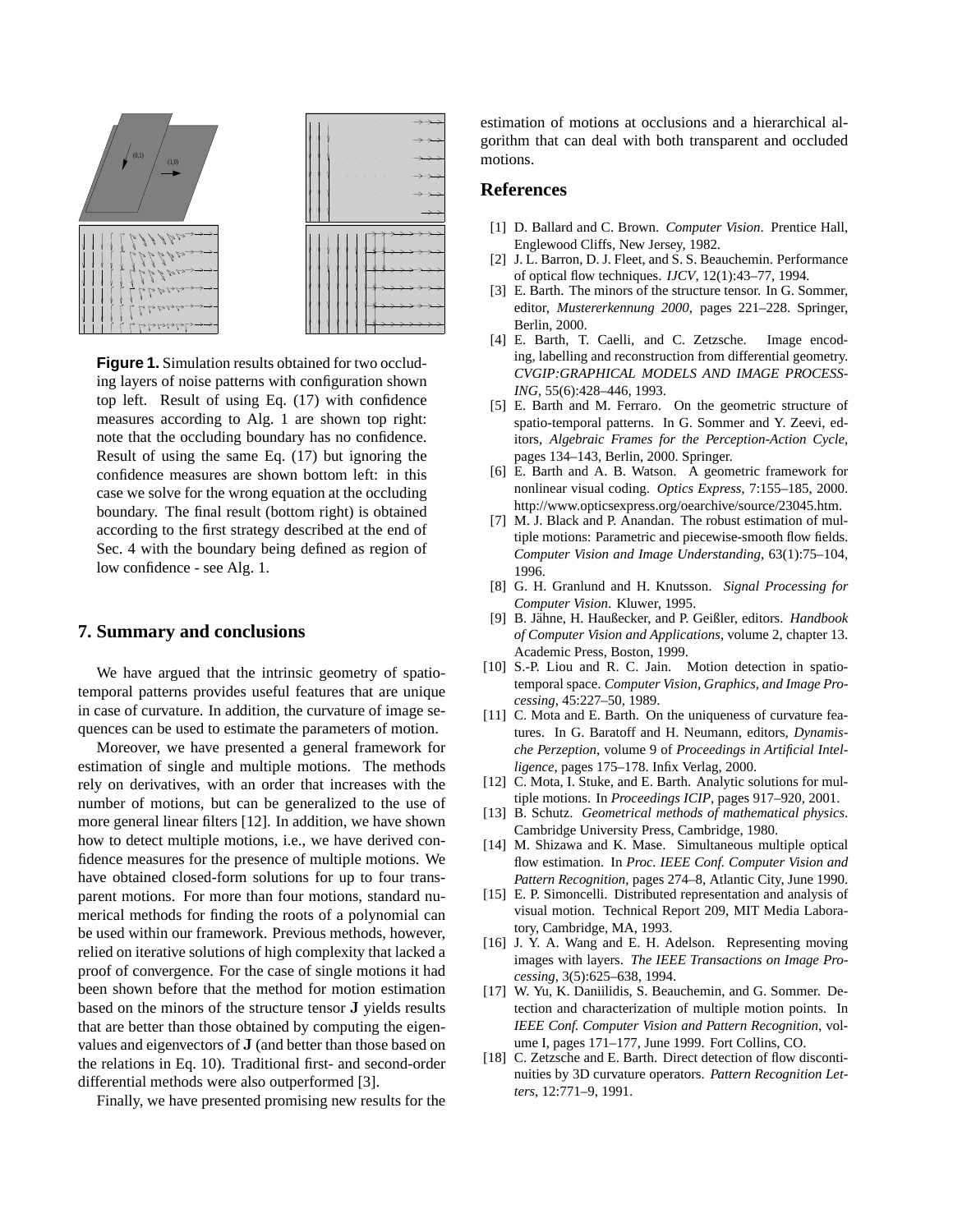**Figure 1.** Simulation results obtained for two occluding layers of noise patterns with configuration shown top left. Result of using Eq. (17) with confidence measures according to Alg. 1 are shown top right: note that the occluding boundary has no confidence. Result of using the same Eq. (17) but ignoring the confidence measures are shown bottom left: in this case we solve for the wrong equation at the occluding boundary. The final result (bottom right) is obtained according to the first strategy described at the end of Sec. 4 with the boundary being defined as region of low confidence - see Alg. 1.

## 7. Summary and conclusions

We have argued that the intrinsic geometry of spatio-temporal patterns provides useful features that are unique in case of curvature. In addition, the curvature of image sequences can be used to estimate the parameters of motion.

Moreover, we have presented a general framework for estimation of single and multiple motions. The methods rely on derivatives, with an order that increases with the number of motions, but can be generalized to the use of more general linear filters [12]. In addition, we have shown how to detect multiple motions, i.e., we have derived confidence measures for the presence of multiple motions. We have obtained closed-form solutions for up to four transparent motions. For more than four motions, standard numerical methods for finding the roots of a polynomial can be used within our framework. Previous methods, however, relied on iterative solutions of high complexity that lacked a proof of convergence. For the case of single motions it had been shown before that the method for motion estimation based on the minors of the structure tensor $\mathbf{J}$ yields results that are better than those obtained by computing the eigenvalues and eigenvectors of $\mathbf{J}$ (and better than those based on the relations in Eq. 10). Traditional first- and second-order differential methods were also outperformed [3].

Finally, we have presented promising new results for the estimation of motions at occlusions and a hierarchical algorithm that can deal with both transparent and occluded motions.

## References

[1] D. Ballard and C. Brown. *Computer Vision*. Prentice Hall, Englewood Cliffs, New Jersey, 1982.

[2] J. L. Barron, D. J. Fleet, and S. S. Beauchemin. Performance of optical flow techniques. *IJCV*, 12(1):43–77, 1994.

[3] E. Barth. The minors of the structure tensor. In G. Sommer, editor, *Mustererkennung 2000*, pages 221–228. Springer, Berlin, 2000.

[4] E. Barth, T. Caelli, and C. Zetzsche. Image encoding, labelling and reconstruction from differential geometry. *CVGIP:GRAPHICAL MODELS AND IMAGE PROCESSING*, 55(6):428–446, 1993.

[5] E. Barth and M. Ferraro. On the geometric structure of spatio-temporal patterns. In G. Sommer and Y. Zeevi, editors, *Algebraic Frames for the Perception-Action Cycle*, pages 134–143, Berlin, 2000. Springer.

[6] E. Barth and A. B. Watson. A geometric framework for nonlinear visual coding. *Optics Express*, 7:155–185, 2000. http://www.opticsexpress.org/oearchive/source/23045.htm.

[7] M. J. Black and P. Anandan. The robust estimation of multiple motions: Parametric and piecewise-smooth flow fields. *Computer Vision and Image Understanding*, 63(1):75–104, 1996.

[8] G. H. Granlund and H. Knutsson. *Signal Processing for Computer Vision*. Kluwer, 1995.

[9] B. Jähne, H. Haußecker, and P. Geißler, editors. *Handbook of Computer Vision and Applications*, volume 2, chapter 13. Academic Press, Boston, 1999.

[10] S.-P. Liou and R. C. Jain. Motion detection in spatio-temporal space. *Computer Vision, Graphics, and Image Processing*, 45:227–50, 1989.

[11] C. Mota and E. Barth. On the uniqueness of curvature features. In G. Baratoff and H. Neumann, editors, *Dynamische Perzeption*, volume 9 of *Proceedings in Artificial Intelligence*, pages 175–178. Infix Verlag, 2000.

[12] C. Mota, I. Stuke, and E. Barth. Analytic solutions for multiple motions. In *Proceedings ICIP*, pages 917–920, 2001.

[13] B. Schutz. *Geometrical methods of mathematical physics*. Cambridge University Press, Cambridge, 1980.

[14] M. Shizawa and K. Mase. Simultaneous multiple optical flow estimation. In *Proc. IEEE Conf. Computer Vision and Pattern Recognition*, pages 274–8, Atlantic City, June 1990.

[15] E. P. Simoncelli. Distributed representation and analysis of visual motion. Technical Report 209, MIT Media Laboratory, Cambridge, MA, 1993.

[16] J. Y. A. Wang and E. H. Adelson. Representing moving images with layers. *The IEEE Transactions on Image Processing*, 3(5):625–638, 1994.

[17] W. Yu, K. Daniilidis, S. Beauchemin, and G. Sommer. Detection and characterization of multiple motion points. In *IEEE Conf. Computer Vision and Pattern Recognition*, volume I, pages 171–177, June 1999. Fort Collins, CO.

[18] C. Zetzsche and E. Barth. Direct detection of flow discontinuities by 3D curvature operators. *Pattern Recognition Letters*, 12:771–9, 1991.